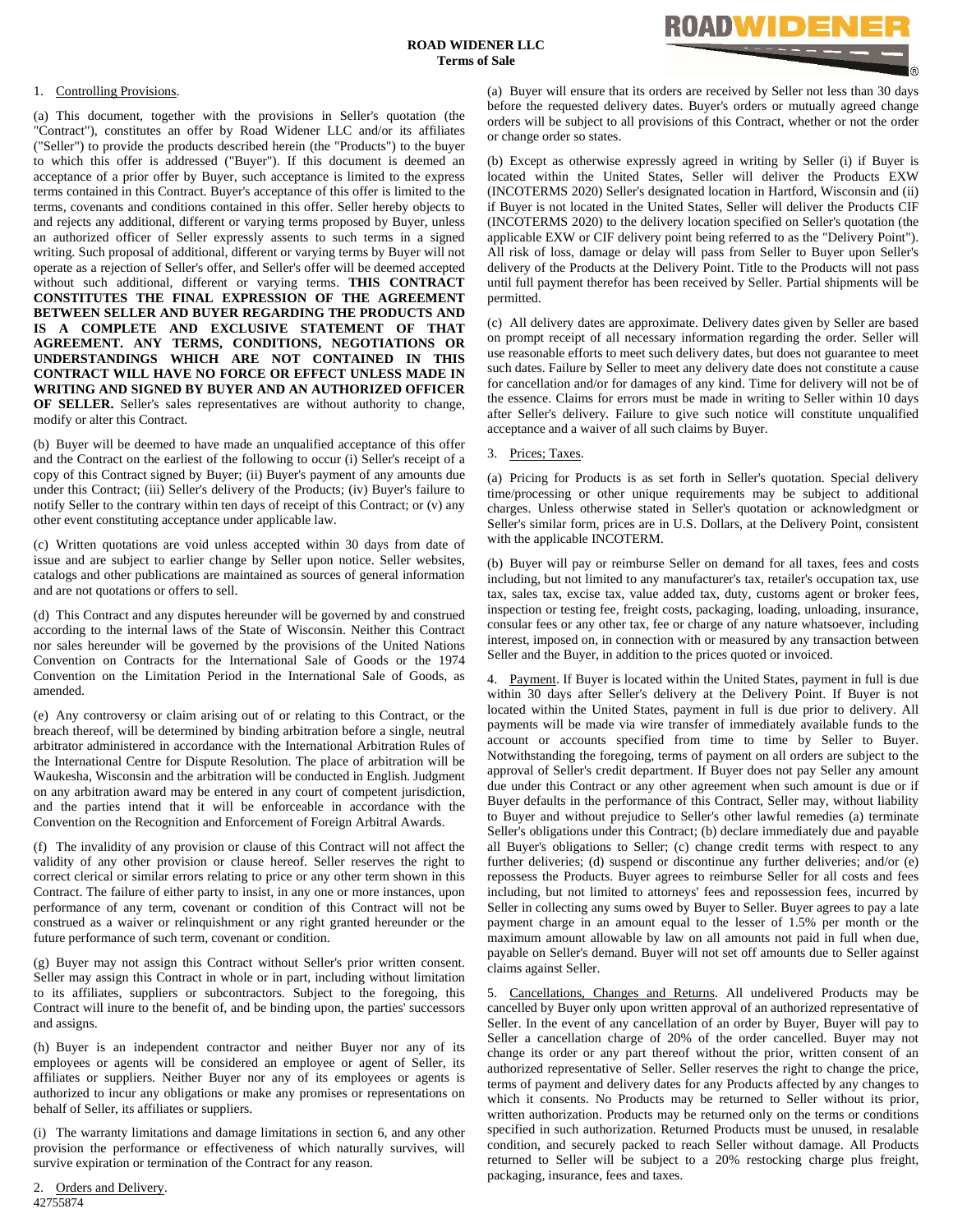# ROAD WIDENER LLC
## Terms of Sale

1. Controlling Provisions.

(a) This document, together with the provisions in Seller's quotation (the "Contract"), constitutes an offer by Road Widener LLC and/or its affiliates ("Seller") to provide the products described herein (the "Products") to the buyer to which this offer is addressed ("Buyer"). If this document is deemed an acceptance of a prior offer by Buyer, such acceptance is limited to the express terms contained in this Contract. Buyer's acceptance of this offer is limited to the terms, covenants and conditions contained in this offer. Seller hereby objects to and rejects any additional, different or varying terms proposed by Buyer, unless an authorized officer of Seller expressly assents to such terms in a signed writing. Such proposal of additional, different or varying terms by Buyer will not operate as a rejection of Seller's offer, and Seller's offer will be deemed accepted without such additional, different or varying terms. **THIS CONTRACT CONSTITUTES THE FINAL EXPRESSION OF THE AGREEMENT BETWEEN SELLER AND BUYER REGARDING THE PRODUCTS AND IS A COMPLETE AND EXCLUSIVE STATEMENT OF THAT AGREEMENT. ANY TERMS, CONDITIONS, NEGOTIATIONS OR UNDERSTANDINGS WHICH ARE NOT CONTAINED IN THIS CONTRACT WILL HAVE NO FORCE OR EFFECT UNLESS MADE IN WRITING AND SIGNED BY BUYER AND AN AUTHORIZED OFFICER OF SELLER.** Seller's sales representatives are without authority to change, modify or alter this Contract.

(b) Buyer will be deemed to have made an unqualified acceptance of this offer and the Contract on the earliest of the following to occur (i) Seller's receipt of a copy of this Contract signed by Buyer; (ii) Buyer's payment of any amounts due under this Contract; (iii) Seller's delivery of the Products; (iv) Buyer's failure to notify Seller to the contrary within ten days of receipt of this Contract; or (v) any other event constituting acceptance under applicable law.

(c) Written quotations are void unless accepted within 30 days from date of issue and are subject to earlier change by Seller upon notice. Seller websites, catalogs and other publications are maintained as sources of general information and are not quotations or offers to sell.

(d) This Contract and any disputes hereunder will be governed by and construed according to the internal laws of the State of Wisconsin. Neither this Contract nor sales hereunder will be governed by the provisions of the United Nations Convention on Contracts for the International Sale of Goods or the 1974 Convention on the Limitation Period in the International Sale of Goods, as amended.

(e) Any controversy or claim arising out of or relating to this Contract, or the breach thereof, will be determined by binding arbitration before a single, neutral arbitrator administered in accordance with the International Arbitration Rules of the International Centre for Dispute Resolution. The place of arbitration will be Waukesha, Wisconsin and the arbitration will be conducted in English. Judgment on any arbitration award may be entered in any court of competent jurisdiction, and the parties intend that it will be enforceable in accordance with the Convention on the Recognition and Enforcement of Foreign Arbitral Awards.

(f) The invalidity of any provision or clause of this Contract will not affect the validity of any other provision or clause hereof. Seller reserves the right to correct clerical or similar errors relating to price or any other term shown in this Contract. The failure of either party to insist, in any one or more instances, upon performance of any term, covenant or condition of this Contract will not be construed as a waiver or relinquishment or any right granted hereunder or the future performance of such term, covenant or condition.

(g) Buyer may not assign this Contract without Seller's prior written consent. Seller may assign this Contract in whole or in part, including without limitation to its affiliates, suppliers or subcontractors. Subject to the foregoing, this Contract will inure to the benefit of, and be binding upon, the parties' successors and assigns.

(h) Buyer is an independent contractor and neither Buyer nor any of its employees or agents will be considered an employee or agent of Seller, its affiliates or suppliers. Neither Buyer nor any of its employees or agents is authorized to incur any obligations or make any promises or representations on behalf of Seller, its affiliates or suppliers.

(i) The warranty limitations and damage limitations in section 6, and any other provision the performance or effectiveness of which naturally survives, will survive expiration or termination of the Contract for any reason.

2. Orders and Delivery.

(a) Buyer will ensure that its orders are received by Seller not less than 30 days before the requested delivery dates. Buyer's orders or mutually agreed change orders will be subject to all provisions of this Contract, whether or not the order or change order so states.

(b) Except as otherwise expressly agreed in writing by Seller (i) if Buyer is located within the United States, Seller will deliver the Products EXW (INCOTERMS 2020) Seller's designated location in Hartford, Wisconsin and (ii) if Buyer is not located in the United States, Seller will deliver the Products CIF (INCOTERMS 2020) to the delivery location specified on Seller's quotation (the applicable EXW or CIF delivery point being referred to as the "Delivery Point"). All risk of loss, damage or delay will pass from Seller to Buyer upon Seller's delivery of the Products at the Delivery Point. Title to the Products will not pass until full payment therefor has been received by Seller. Partial shipments will be permitted.

(c) All delivery dates are approximate. Delivery dates given by Seller are based on prompt receipt of all necessary information regarding the order. Seller will use reasonable efforts to meet such delivery dates, but does not guarantee to meet such dates. Failure by Seller to meet any delivery date does not constitute a cause for cancellation and/or for damages of any kind. Time for delivery will not be of the essence. Claims for errors must be made in writing to Seller within 10 days after Seller's delivery. Failure to give such notice will constitute unqualified acceptance and a waiver of all such claims by Buyer.

3. Prices; Taxes.

(a) Pricing for Products is as set forth in Seller's quotation. Special delivery time/processing or other unique requirements may be subject to additional charges. Unless otherwise stated in Seller's quotation or acknowledgment or Seller's similar form, prices are in U.S. Dollars, at the Delivery Point, consistent with the applicable INCOTERM.

(b) Buyer will pay or reimburse Seller on demand for all taxes, fees and costs including, but not limited to any manufacturer's tax, retailer's occupation tax, use tax, sales tax, excise tax, value added tax, duty, customs agent or broker fees, inspection or testing fee, freight costs, packaging, loading, unloading, insurance, consular fees or any other tax, fee or charge of any nature whatsoever, including interest, imposed on, in connection with or measured by any transaction between Seller and the Buyer, in addition to the prices quoted or invoiced.

4. Payment. If Buyer is located within the United States, payment in full is due within 30 days after Seller's delivery at the Delivery Point. If Buyer is not located within the United States, payment in full is due prior to delivery. All payments will be made via wire transfer of immediately available funds to the account or accounts specified from time to time by Seller to Buyer. Notwithstanding the foregoing, terms of payment on all orders are subject to the approval of Seller's credit department. If Buyer does not pay Seller any amount due under this Contract or any other agreement when such amount is due or if Buyer defaults in the performance of this Contract, Seller may, without liability to Buyer and without prejudice to Seller's other lawful remedies (a) terminate Seller's obligations under this Contract; (b) declare immediately due and payable all Buyer's obligations to Seller; (c) change credit terms with respect to any further deliveries; (d) suspend or discontinue any further deliveries; and/or (e) repossess the Products. Buyer agrees to reimburse Seller for all costs and fees including, but not limited to attorneys' fees and repossession fees, incurred by Seller in collecting any sums owed by Buyer to Seller. Buyer agrees to pay a late payment charge in an amount equal to the lesser of 1.5% per month or the maximum amount allowable by law on all amounts not paid in full when due, payable on Seller's demand. Buyer will not set off amounts due to Seller against claims against Seller.

5. Cancellations, Changes and Returns. All undelivered Products may be cancelled by Buyer only upon written approval of an authorized representative of Seller. In the event of any cancellation of an order by Buyer, Buyer will pay to Seller a cancellation charge of 20% of the order cancelled. Buyer may not change its order or any part thereof without the prior, written consent of an authorized representative of Seller. Seller reserves the right to change the price, terms of payment and delivery dates for any Products affected by any changes to which it consents. No Products may be returned to Seller without its prior, written authorization. Products may be returned only on the terms or conditions specified in such authorization. Returned Products must be unused, in resalable condition, and securely packed to reach Seller without damage. All Products returned to Seller will be subject to a 20% restocking charge plus freight, packaging, insurance, fees and taxes.

42755874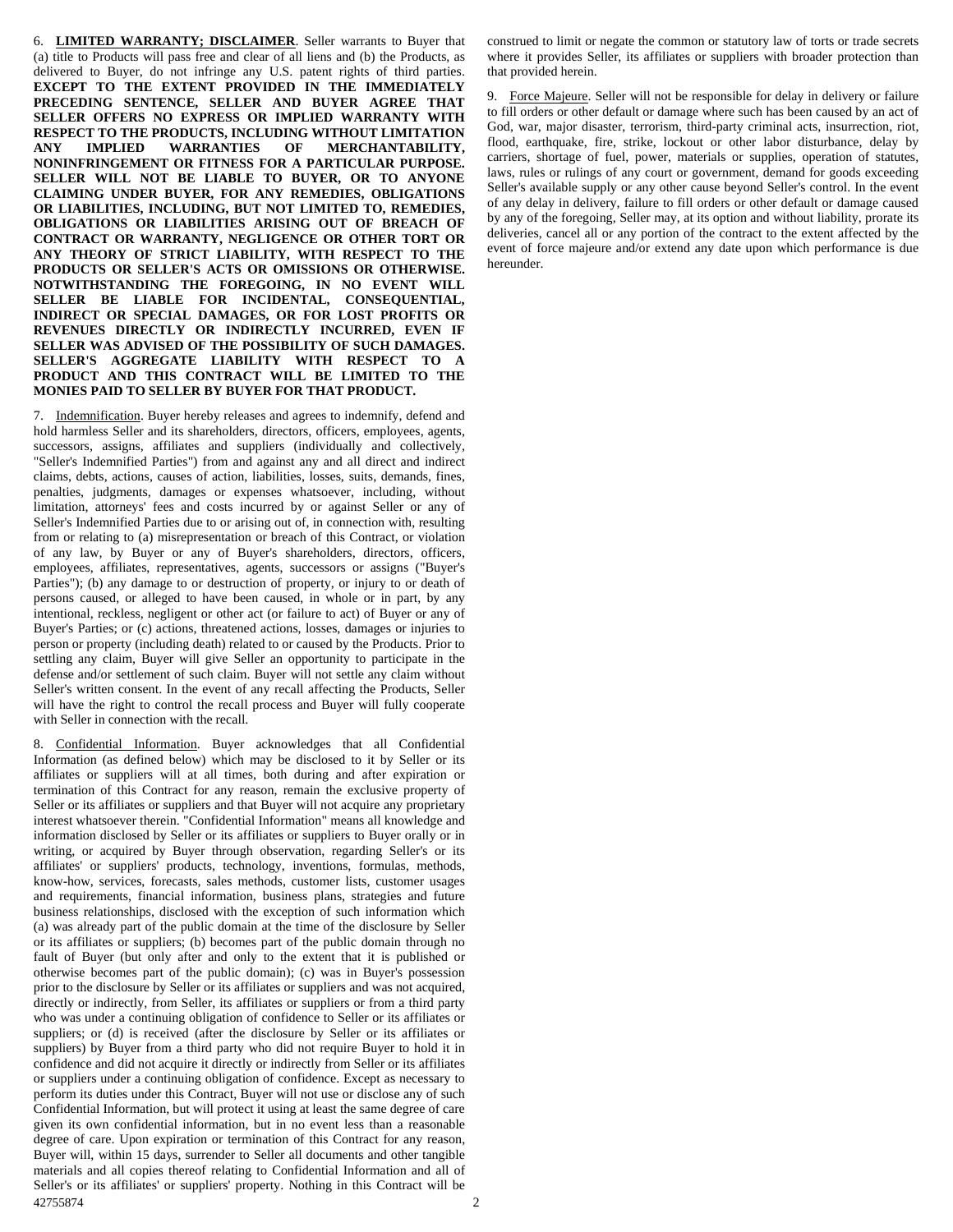6. **LIMITED WARRANTY; DISCLAIMER**. Seller warrants to Buyer that (a) title to Products will pass free and clear of all liens and (b) the Products, as delivered to Buyer, do not infringe any U.S. patent rights of third parties. **EXCEPT TO THE EXTENT PROVIDED IN THE IMMEDIATELY PRECEDING SENTENCE, SELLER AND BUYER AGREE THAT SELLER OFFERS NO EXPRESS OR IMPLIED WARRANTY WITH RESPECT TO THE PRODUCTS, INCLUDING WITHOUT LIMITATION ANY IMPLIED WARRANTIES OF MERCHANTABILITY, NONINFRINGEMENT OR FITNESS FOR A PARTICULAR PURPOSE. SELLER WILL NOT BE LIABLE TO BUYER, OR TO ANYONE CLAIMING UNDER BUYER, FOR ANY REMEDIES, OBLIGATIONS OR LIABILITIES, INCLUDING, BUT NOT LIMITED TO, REMEDIES, OBLIGATIONS OR LIABILITIES ARISING OUT OF BREACH OF CONTRACT OR WARRANTY, NEGLIGENCE OR OTHER TORT OR ANY THEORY OF STRICT LIABILITY, WITH RESPECT TO THE PRODUCTS OR SELLER'S ACTS OR OMISSIONS OR OTHERWISE. NOTWITHSTANDING THE FOREGOING, IN NO EVENT WILL SELLER BE LIABLE FOR INCIDENTAL, CONSEQUENTIAL, INDIRECT OR SPECIAL DAMAGES, OR FOR LOST PROFITS OR REVENUES DIRECTLY OR INDIRECTLY INCURRED, EVEN IF SELLER WAS ADVISED OF THE POSSIBILITY OF SUCH DAMAGES. SELLER'S AGGREGATE LIABILITY WITH RESPECT TO A PRODUCT AND THIS CONTRACT WILL BE LIMITED TO THE MONIES PAID TO SELLER BY BUYER FOR THAT PRODUCT.**

7. Indemnification. Buyer hereby releases and agrees to indemnify, defend and hold harmless Seller and its shareholders, directors, officers, employees, agents, successors, assigns, affiliates and suppliers (individually and collectively, "Seller's Indemnified Parties") from and against any and all direct and indirect claims, debts, actions, causes of action, liabilities, losses, suits, demands, fines, penalties, judgments, damages or expenses whatsoever, including, without limitation, attorneys' fees and costs incurred by or against Seller or any of Seller's Indemnified Parties due to or arising out of, in connection with, resulting from or relating to (a) misrepresentation or breach of this Contract, or violation of any law, by Buyer or any of Buyer's shareholders, directors, officers, employees, affiliates, representatives, agents, successors or assigns ("Buyer's Parties"); (b) any damage to or destruction of property, or injury to or death of persons caused, or alleged to have been caused, in whole or in part, by any intentional, reckless, negligent or other act (or failure to act) of Buyer or any of Buyer's Parties; or (c) actions, threatened actions, losses, damages or injuries to person or property (including death) related to or caused by the Products. Prior to settling any claim, Buyer will give Seller an opportunity to participate in the defense and/or settlement of such claim. Buyer will not settle any claim without Seller's written consent. In the event of any recall affecting the Products, Seller will have the right to control the recall process and Buyer will fully cooperate with Seller in connection with the recall.

8. Confidential Information. Buyer acknowledges that all Confidential Information (as defined below) which may be disclosed to it by Seller or its affiliates or suppliers will at all times, both during and after expiration or termination of this Contract for any reason, remain the exclusive property of Seller or its affiliates or suppliers and that Buyer will not acquire any proprietary interest whatsoever therein. "Confidential Information" means all knowledge and information disclosed by Seller or its affiliates or suppliers to Buyer orally or in writing, or acquired by Buyer through observation, regarding Seller's or its affiliates' or suppliers' products, technology, inventions, formulas, methods, know-how, services, forecasts, sales methods, customer lists, customer usages and requirements, financial information, business plans, strategies and future business relationships, disclosed with the exception of such information which (a) was already part of the public domain at the time of the disclosure by Seller or its affiliates or suppliers; (b) becomes part of the public domain through no fault of Buyer (but only after and only to the extent that it is published or otherwise becomes part of the public domain); (c) was in Buyer's possession prior to the disclosure by Seller or its affiliates or suppliers and was not acquired, directly or indirectly, from Seller, its affiliates or suppliers or from a third party who was under a continuing obligation of confidence to Seller or its affiliates or suppliers; or (d) is received (after the disclosure by Seller or its affiliates or suppliers) by Buyer from a third party who did not require Buyer to hold it in confidence and did not acquire it directly or indirectly from Seller or its affiliates or suppliers under a continuing obligation of confidence. Except as necessary to perform its duties under this Contract, Buyer will not use or disclose any of such Confidential Information, but will protect it using at least the same degree of care given its own confidential information, but in no event less than a reasonable degree of care. Upon expiration or termination of this Contract for any reason, Buyer will, within 15 days, surrender to Seller all documents and other tangible materials and all copies thereof relating to Confidential Information and all of Seller's or its affiliates' or suppliers' property. Nothing in this Contract will be construed to limit or negate the common or statutory law of torts or trade secrets where it provides Seller, its affiliates or suppliers with broader protection than that provided herein.

9. Force Majeure. Seller will not be responsible for delay in delivery or failure to fill orders or other default or damage where such has been caused by an act of God, war, major disaster, terrorism, third-party criminal acts, insurrection, riot, flood, earthquake, fire, strike, lockout or other labor disturbance, delay by carriers, shortage of fuel, power, materials or supplies, operation of statutes, laws, rules or rulings of any court or government, demand for goods exceeding Seller's available supply or any other cause beyond Seller's control. In the event of any delay in delivery, failure to fill orders or other default or damage caused by any of the foregoing, Seller may, at its option and without liability, prorate its deliveries, cancel all or any portion of the contract to the extent affected by the event of force majeure and/or extend any date upon which performance is due hereunder.

42755874